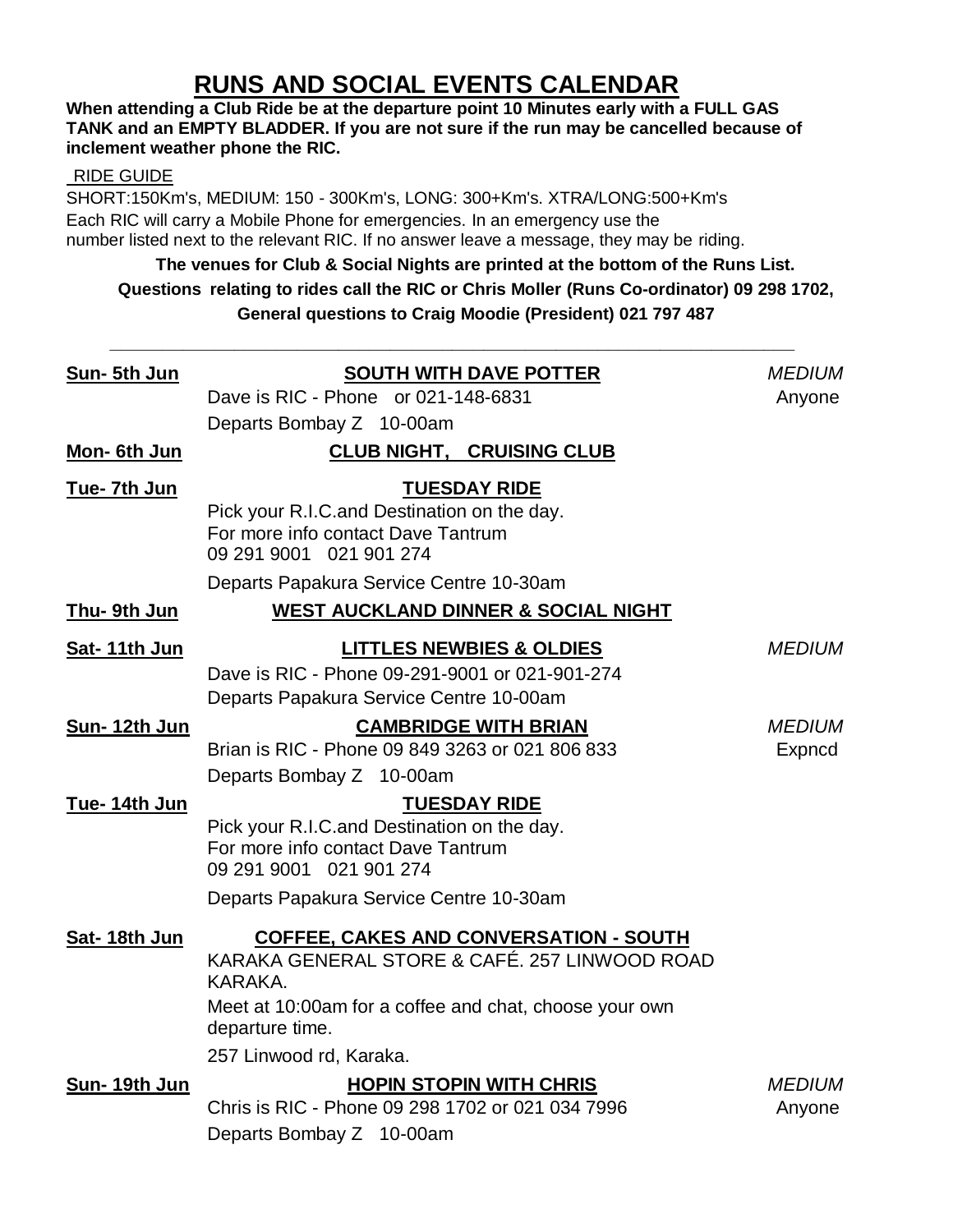# RUNS AND SOCIAL EVENTS CALENDAR

**When attending a Club Ride be at the departure point 10 Minutes early with a FULL GAS TANK and an EMPTY BLADDER. If you are not sure if the run may be cancelled because of inclement weather phone the RIC.**

RIDE GUIDE

SHORT:150Km's, MEDIUM: 150 - 300Km's, LONG: 300+Km's. XTRA/LONG:500+Km's

Each RIC will carry a Mobile Phone for emergencies. In an emergency use the number listed next to the relevant RIC. If no answer leave a message, they may be riding.

**The venues for Club & Social Nights are printed at the bottom of the Runs List.**

**Questions relating to rides call the RIC or Chris Moller (Runs Co-ordinator) 09 298 1702,**

**General questions to Craig Moodie (President) 021 797 487**

---

**Sun- 5th Jun** — **SOUTH WITH DAVE POTTER** — *MEDIUM* — Anyone

Dave is RIC - Phone or 021-148-6831

Departs Bombay Z 10-00am

**Mon- 6th Jun** — **CLUB NIGHT, CRUISING CLUB**

**Tue- 7th Jun** — **TUESDAY RIDE**

Pick your R.I.C.and Destination on the day.
For more info contact Dave Tantrum
09 291 9001 021 901 274

Departs Papakura Service Centre 10-30am

**Thu- 9th Jun** — **WEST AUCKLAND DINNER & SOCIAL NIGHT**

**Sat- 11th Jun** — **LITTLES NEWBIES & OLDIES** — *MEDIUM*

Dave is RIC - Phone 09-291-9001 or 021-901-274

Departs Papakura Service Centre 10-00am

**Sun- 12th Jun** — **CAMBRIDGE WITH BRIAN** — *MEDIUM* — Expncd

Brian is RIC - Phone 09 849 3263 or 021 806 833

Departs Bombay Z 10-00am

**Tue- 14th Jun** — **TUESDAY RIDE**

Pick your R.I.C.and Destination on the day.
For more info contact Dave Tantrum
09 291 9001 021 901 274

Departs Papakura Service Centre 10-30am

**Sat- 18th Jun** — **COFFEE, CAKES AND CONVERSATION - SOUTH**

KARAKA GENERAL STORE & CAFÉ. 257 LINWOOD ROAD KARAKA.

Meet at 10:00am for a coffee and chat, choose your own departure time.

257 Linwood rd, Karaka.

**Sun- 19th Jun** — **HOPIN STOPIN WITH CHRIS** — *MEDIUM* — Anyone

Chris is RIC - Phone 09 298 1702 or 021 034 7996

Departs Bombay Z 10-00am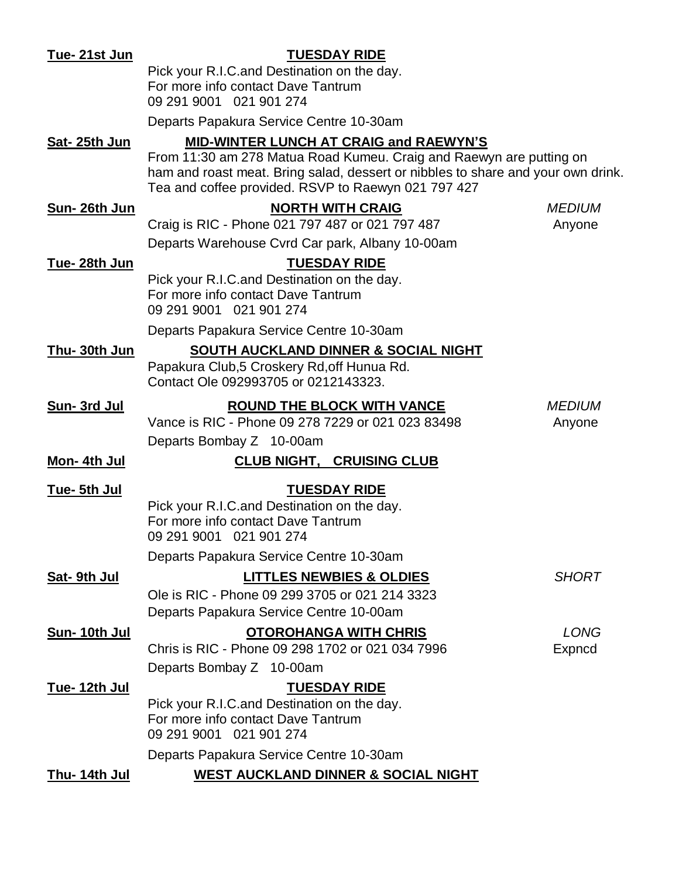**Tue- 21st Jun** — **TUESDAY RIDE**

Pick your R.I.C.and Destination on the day.
For more info contact Dave Tantrum
09 291 9001   021 901 274

Departs Papakura Service Centre 10-30am

**Sat- 25th Jun** — **MID-WINTER LUNCH AT CRAIG and RAEWYN'S**

From 11:30 am 278 Matua Road Kumeu. Craig and Raewyn are putting on ham and roast meat. Bring salad, dessert or nibbles to share and your own drink. Tea and coffee provided. RSVP to Raewyn 021 797 427

**Sun- 26th Jun** — **NORTH WITH CRAIG** — *MEDIUM*

Craig is RIC - Phone 021 797 487 or 021 797 487 — Anyone

Departs Warehouse Cvrd Car park, Albany 10-00am

**Tue- 28th Jun** — **TUESDAY RIDE**

Pick your R.I.C.and Destination on the day.
For more info contact Dave Tantrum
09 291 9001   021 901 274

Departs Papakura Service Centre 10-30am

**Thu- 30th Jun** — **SOUTH AUCKLAND DINNER & SOCIAL NIGHT**

Papakura Club,5 Croskery Rd,off Hunua Rd.
Contact Ole 092993705 or 0212143323.

**Sun- 3rd Jul** — **ROUND THE BLOCK WITH VANCE** — *MEDIUM*

Vance is RIC - Phone 09 278 7229 or 021 023 83498 — Anyone

Departs Bombay Z   10-00am

**Mon- 4th Jul** — **CLUB NIGHT,   CRUISING CLUB**

**Tue- 5th Jul** — **TUESDAY RIDE**

Pick your R.I.C.and Destination on the day.
For more info contact Dave Tantrum
09 291 9001   021 901 274

Departs Papakura Service Centre 10-30am

**Sat- 9th Jul** — **LITTLES NEWBIES & OLDIES** — *SHORT*

Ole is RIC - Phone 09 299 3705 or 021 214 3323
Departs Papakura Service Centre 10-00am

**Sun- 10th Jul** — **OTOROHANGA WITH CHRIS** — *LONG*

Chris is RIC - Phone 09 298 1702 or 021 034 7996 — Expncd

Departs Bombay Z   10-00am

**Tue- 12th Jul** — **TUESDAY RIDE**

Pick your R.I.C.and Destination on the day.
For more info contact Dave Tantrum
09 291 9001   021 901 274

Departs Papakura Service Centre 10-30am

**Thu- 14th Jul** — **WEST AUCKLAND DINNER & SOCIAL NIGHT**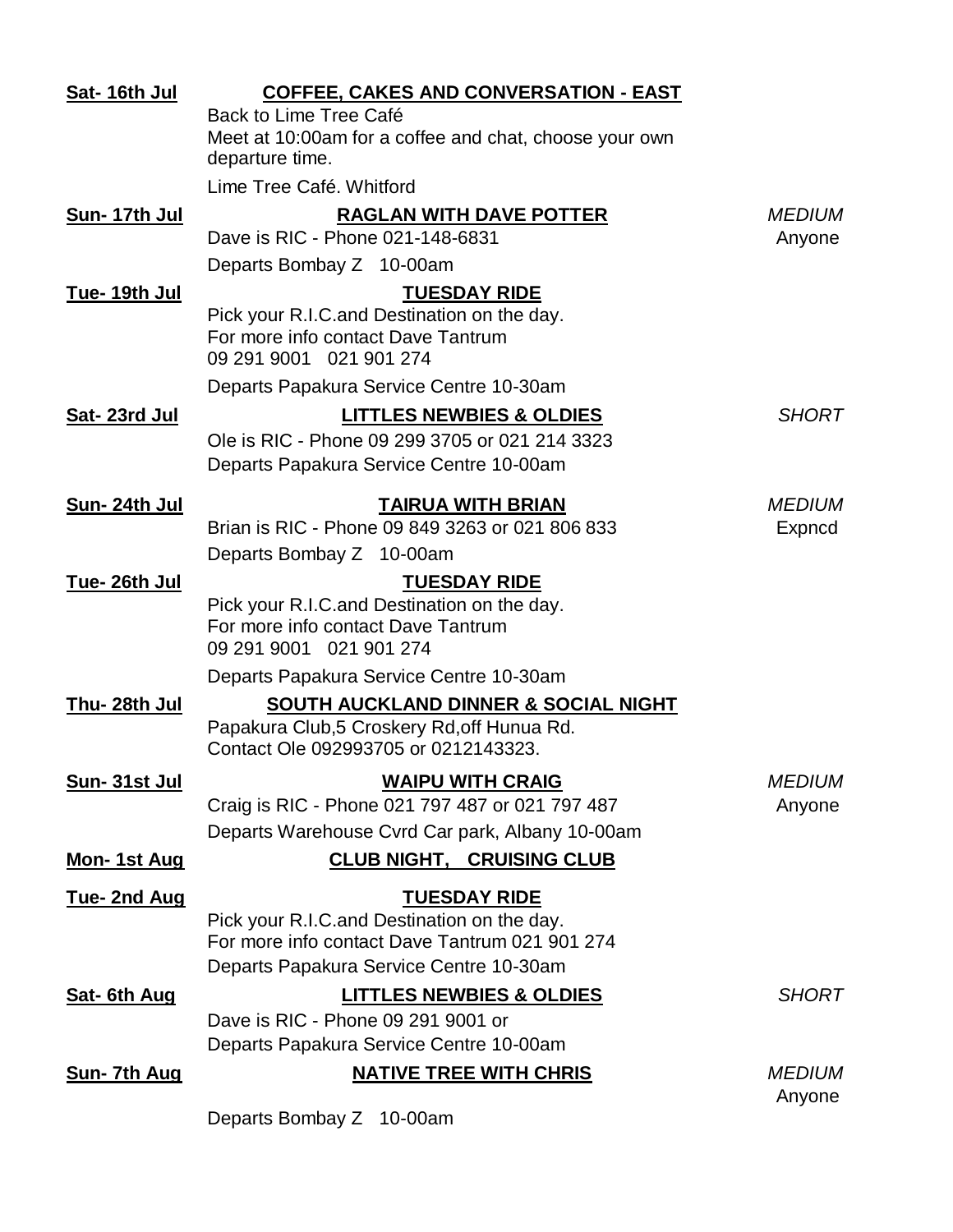**Sat- 16th Jul** — **COFFEE, CAKES AND CONVERSATION - EAST**

Back to Lime Tree Café
Meet at 10:00am for a coffee and chat, choose your own departure time.

Lime Tree Café. Whitford

**Sun- 17th Jul** — **RAGLAN WITH DAVE POTTER** — *MEDIUM* Anyone

Dave is RIC - Phone 021-148-6831

Departs Bombay Z 10-00am

**Tue- 19th Jul** — **TUESDAY RIDE**

Pick your R.I.C.and Destination on the day.
For more info contact Dave Tantrum
09 291 9001 021 901 274

Departs Papakura Service Centre 10-30am

**Sat- 23rd Jul** — **LITTLES NEWBIES & OLDIES** — *SHORT*

Ole is RIC - Phone 09 299 3705 or 021 214 3323
Departs Papakura Service Centre 10-00am

**Sun- 24th Jul** — **TAIRUA WITH BRIAN** — *MEDIUM* Expncd

Brian is RIC - Phone 09 849 3263 or 021 806 833

Departs Bombay Z 10-00am

**Tue- 26th Jul** — **TUESDAY RIDE**

Pick your R.I.C.and Destination on the day.
For more info contact Dave Tantrum
09 291 9001 021 901 274

Departs Papakura Service Centre 10-30am

**Thu- 28th Jul** — **SOUTH AUCKLAND DINNER & SOCIAL NIGHT**

Papakura Club,5 Croskery Rd,off Hunua Rd.
Contact Ole 092993705 or 0212143323.

**Sun- 31st Jul** — **WAIPU WITH CRAIG** — *MEDIUM* Anyone

Craig is RIC - Phone 021 797 487 or 021 797 487

Departs Warehouse Cvrd Car park, Albany 10-00am

**Mon- 1st Aug** — **CLUB NIGHT, CRUISING CLUB**

**Tue- 2nd Aug** — **TUESDAY RIDE**

Pick your R.I.C.and Destination on the day.
For more info contact Dave Tantrum 021 901 274

Departs Papakura Service Centre 10-30am

**Sat- 6th Aug** — **LITTLES NEWBIES & OLDIES** — *SHORT*

Dave is RIC - Phone 09 291 9001 or
Departs Papakura Service Centre 10-00am

**Sun- 7th Aug** — **NATIVE TREE WITH CHRIS** — *MEDIUM* Anyone

Departs Bombay Z 10-00am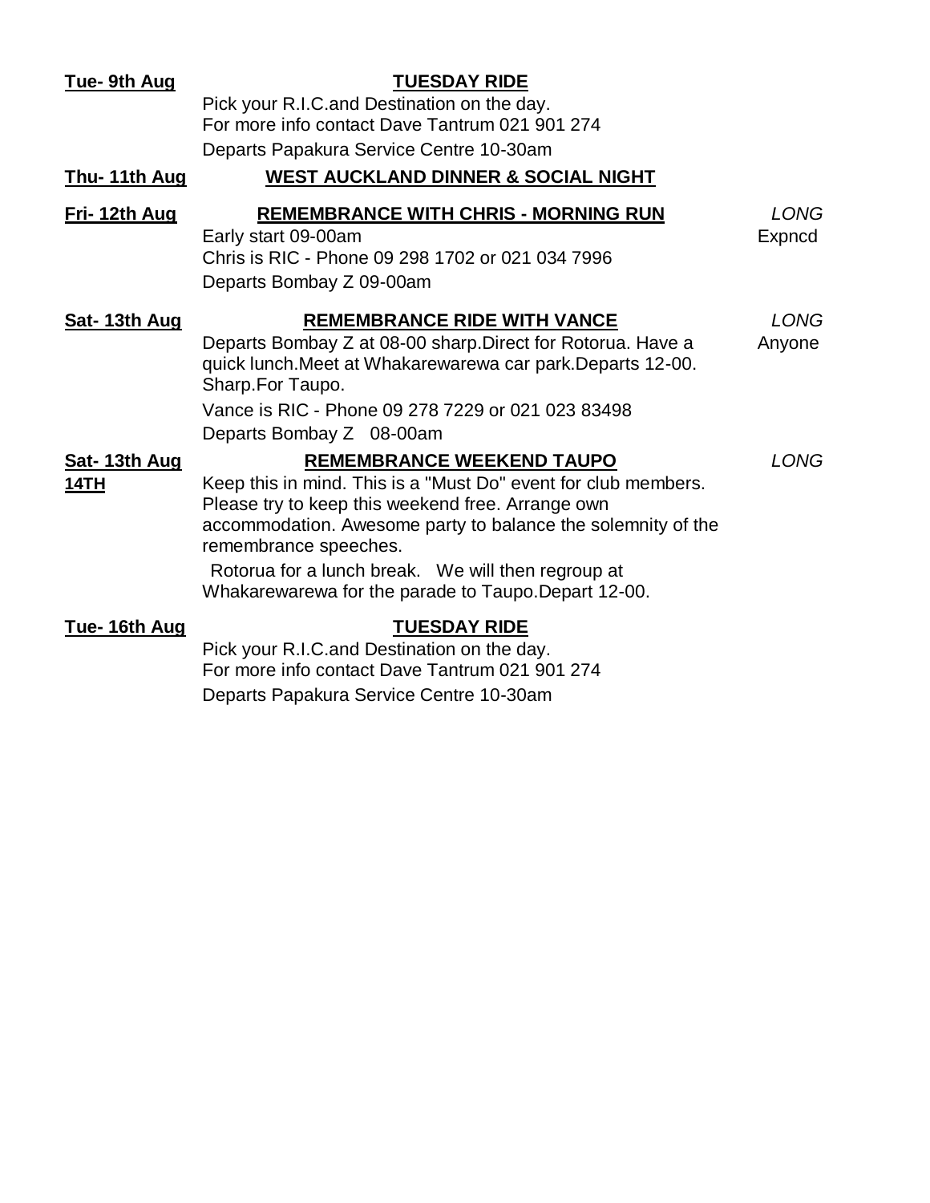| | | |
|---|---|---|
| **Tue- 9th Aug** | **TUESDAY RIDE**<br>Pick your R.I.C.and Destination on the day.<br>For more info contact Dave Tantrum 021 901 274<br>Departs Papakura Service Centre 10-30am | |
| **Thu- 11th Aug** | **WEST AUCKLAND DINNER & SOCIAL NIGHT** | |
| **Fri- 12th Aug** | **REMEMBRANCE WITH CHRIS - MORNING RUN**<br>Early start 09-00am<br>Chris is RIC - Phone 09 298 1702 or 021 034 7996<br>Departs Bombay Z 09-00am | *LONG*<br>Expncd |
| **Sat- 13th Aug** | **REMEMBRANCE RIDE WITH VANCE**<br>Departs Bombay Z at 08-00 sharp.Direct for Rotorua. Have a quick lunch.Meet at Whakarewarewa car park.Departs 12-00. Sharp.For Taupo.<br>Vance is RIC - Phone 09 278 7229 or 021 023 83498<br>Departs Bombay Z 08-00am | *LONG*<br>Anyone |
| **Sat- 13th Aug 14TH** | **REMEMBRANCE WEEKEND TAUPO**<br>Keep this in mind. This is a "Must Do" event for club members. Please try to keep this weekend free. Arrange own accommodation. Awesome party to balance the solemnity of the remembrance speeches.<br>Rotorua for a lunch break. We will then regroup at Whakarewarewa for the parade to Taupo.Depart 12-00. | *LONG* |
| **Tue- 16th Aug** | **TUESDAY RIDE**<br>Pick your R.I.C.and Destination on the day.<br>For more info contact Dave Tantrum 021 901 274<br>Departs Papakura Service Centre 10-30am | |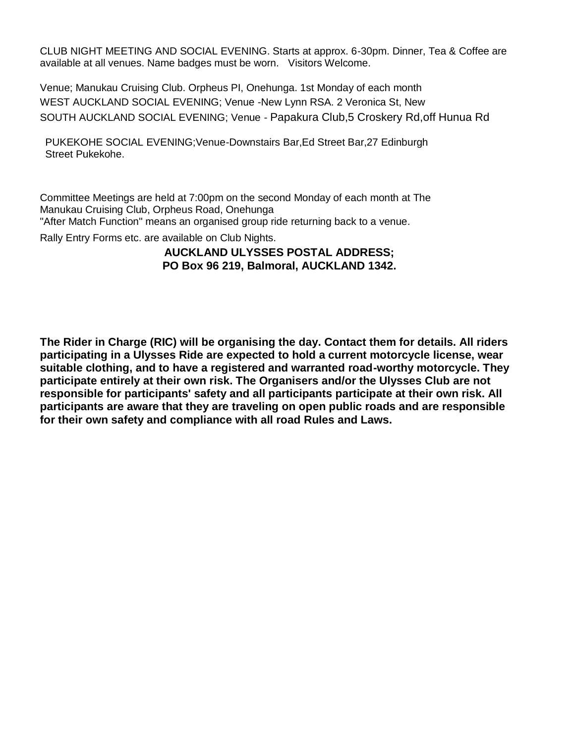CLUB NIGHT MEETING AND SOCIAL EVENING. Starts at approx. 6-30pm. Dinner, Tea & Coffee are available at all venues. Name badges must be worn. Visitors Welcome.

Venue; Manukau Cruising Club. Orpheus Pl, Onehunga. 1st Monday of each month

WEST AUCKLAND SOCIAL EVENING; Venue -New Lynn RSA. 2 Veronica St, New

SOUTH AUCKLAND SOCIAL EVENING; Venue - Papakura Club,5 Croskery Rd,off Hunua Rd

PUKEKOHE SOCIAL EVENING;Venue-Downstairs Bar,Ed Street Bar,27 Edinburgh Street Pukekohe.

Committee Meetings are held at 7:00pm on the second Monday of each month at The Manukau Cruising Club, Orpheus Road, Onehunga

"After Match Function" means an organised group ride returning back to a venue.

Rally Entry Forms etc. are available on Club Nights.

**AUCKLAND ULYSSES POSTAL ADDRESS;**
**PO Box 96 219, Balmoral, AUCKLAND 1342.**

**The Rider in Charge (RIC) will be organising the day. Contact them for details. All riders participating in a Ulysses Ride are expected to hold a current motorcycle license, wear suitable clothing, and to have a registered and warranted road-worthy motorcycle. They participate entirely at their own risk. The Organisers and/or the Ulysses Club are not responsible for participants' safety and all participants participate at their own risk. All participants are aware that they are traveling on open public roads and are responsible for their own safety and compliance with all road Rules and Laws.**